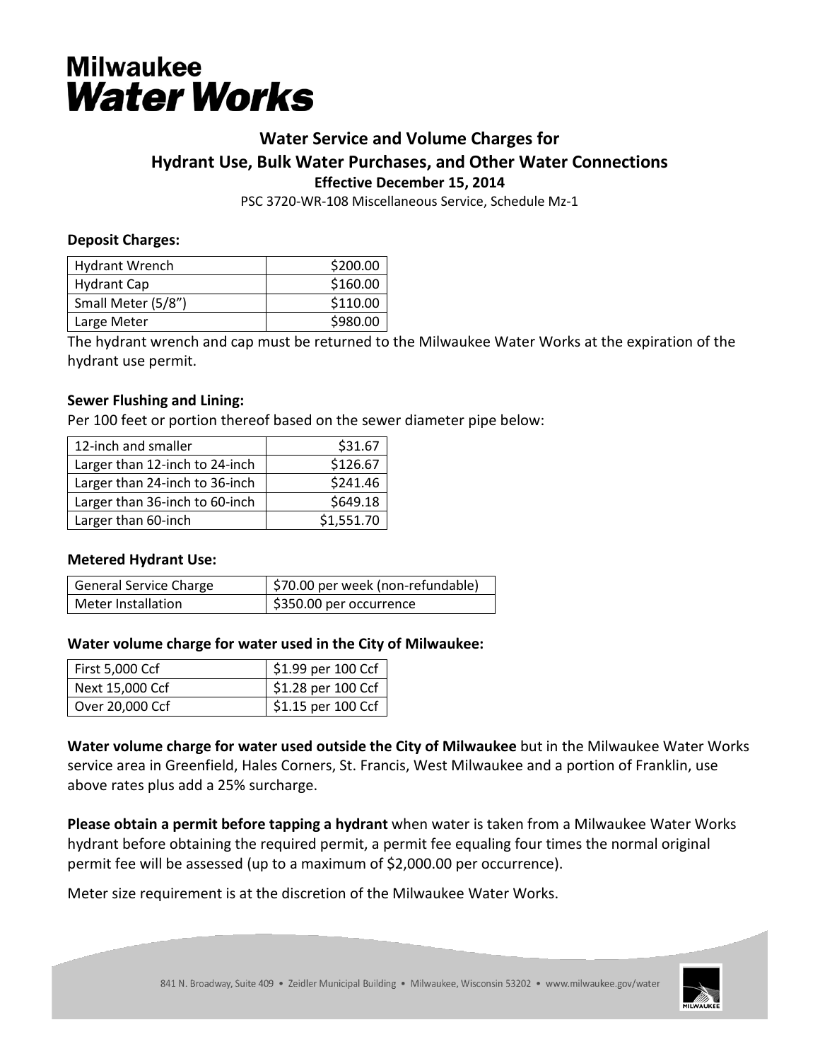# Milwaukee Water Works

## Water Service and Volume Charges for Hydrant Use, Bulk Water Purchases, and Other Water Connections

**Effective December 15, 2014**

PSC 3720-WR-108 Miscellaneous Service, Schedule Mz-1

**Deposit Charges:**

| | |
|---|---:|
| Hydrant Wrench | $200.00 |
| Hydrant Cap | $160.00 |
| Small Meter (5/8") | $110.00 |
| Large Meter | $980.00 |

The hydrant wrench and cap must be returned to the Milwaukee Water Works at the expiration of the hydrant use permit.

**Sewer Flushing and Lining:**

Per 100 feet or portion thereof based on the sewer diameter pipe below:

| | |
|---|---:|
| 12-inch and smaller | $31.67 |
| Larger than 12-inch to 24-inch | $126.67 |
| Larger than 24-inch to 36-inch | $241.46 |
| Larger than 36-inch to 60-inch | $649.18 |
| Larger than 60-inch | $1,551.70 |

**Metered Hydrant Use:**

| | |
|---|---|
| General Service Charge | $70.00 per week (non-refundable) |
| Meter Installation | $350.00 per occurrence |

**Water volume charge for water used in the City of Milwaukee:**

| | |
|---|---|
| First 5,000 Ccf | $1.99 per 100 Ccf |
| Next 15,000 Ccf | $1.28 per 100 Ccf |
| Over 20,000 Ccf | $1.15 per 100 Ccf |

**Water volume charge for water used outside the City of Milwaukee** but in the Milwaukee Water Works service area in Greenfield, Hales Corners, St. Francis, West Milwaukee and a portion of Franklin, use above rates plus add a 25% surcharge.

**Please obtain a permit before tapping a hydrant** when water is taken from a Milwaukee Water Works hydrant before obtaining the required permit, a permit fee equaling four times the normal original permit fee will be assessed (up to a maximum of $2,000.00 per occurrence).

Meter size requirement is at the discretion of the Milwaukee Water Works.

841 N. Broadway, Suite 409 • Zeidler Municipal Building • Milwaukee, Wisconsin 53202 • www.milwaukee.gov/water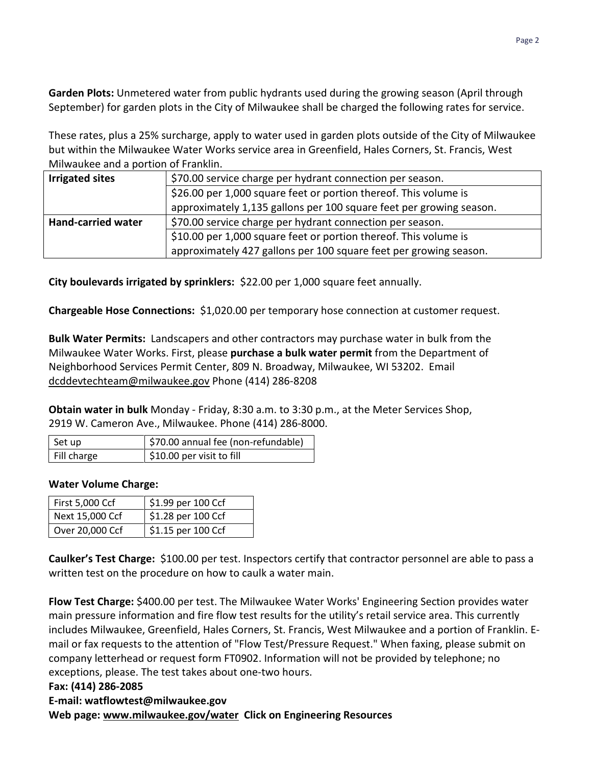**Garden Plots:** Unmetered water from public hydrants used during the growing season (April through September) for garden plots in the City of Milwaukee shall be charged the following rates for service.

These rates, plus a 25% surcharge, apply to water used in garden plots outside of the City of Milwaukee but within the Milwaukee Water Works service area in Greenfield, Hales Corners, St. Francis, West Milwaukee and a portion of Franklin.

| **Irrigated sites** | $70.00 service charge per hydrant connection per season. |
|---|---|
| | $26.00 per 1,000 square feet or portion thereof. This volume is approximately 1,135 gallons per 100 square feet per growing season. |
| **Hand-carried water** | $70.00 service charge per hydrant connection per season. |
| | $10.00 per 1,000 square feet or portion thereof. This volume is approximately 427 gallons per 100 square feet per growing season. |

**City boulevards irrigated by sprinklers:** $22.00 per 1,000 square feet annually.

**Chargeable Hose Connections:** $1,020.00 per temporary hose connection at customer request.

**Bulk Water Permits:** Landscapers and other contractors may purchase water in bulk from the Milwaukee Water Works. First, please **purchase a bulk water permit** from the Department of Neighborhood Services Permit Center, 809 N. Broadway, Milwaukee, WI 53202. Email dcddevtechteam@milwaukee.gov Phone (414) 286-8208

**Obtain water in bulk** Monday - Friday, 8:30 a.m. to 3:30 p.m., at the Meter Services Shop, 2919 W. Cameron Ave., Milwaukee. Phone (414) 286-8000.

| Set up | $70.00 annual fee (non-refundable) |
|---|---|
| Fill charge | $10.00 per visit to fill |

**Water Volume Charge:**

| First 5,000 Ccf | $1.99 per 100 Ccf |
|---|---|
| Next 15,000 Ccf | $1.28 per 100 Ccf |
| Over 20,000 Ccf | $1.15 per 100 Ccf |

**Caulker's Test Charge:** $100.00 per test. Inspectors certify that contractor personnel are able to pass a written test on the procedure on how to caulk a water main.

**Flow Test Charge:** $400.00 per test. The Milwaukee Water Works' Engineering Section provides water main pressure information and fire flow test results for the utility's retail service area. This currently includes Milwaukee, Greenfield, Hales Corners, St. Francis, West Milwaukee and a portion of Franklin. E-mail or fax requests to the attention of "Flow Test/Pressure Request." When faxing, please submit on company letterhead or request form FT0902. Information will not be provided by telephone; no exceptions, please. The test takes about one-two hours.

**Fax: (414) 286-2085**

**E-mail: watflowtest@milwaukee.gov**

**Web page: www.milwaukee.gov/water Click on Engineering Resources**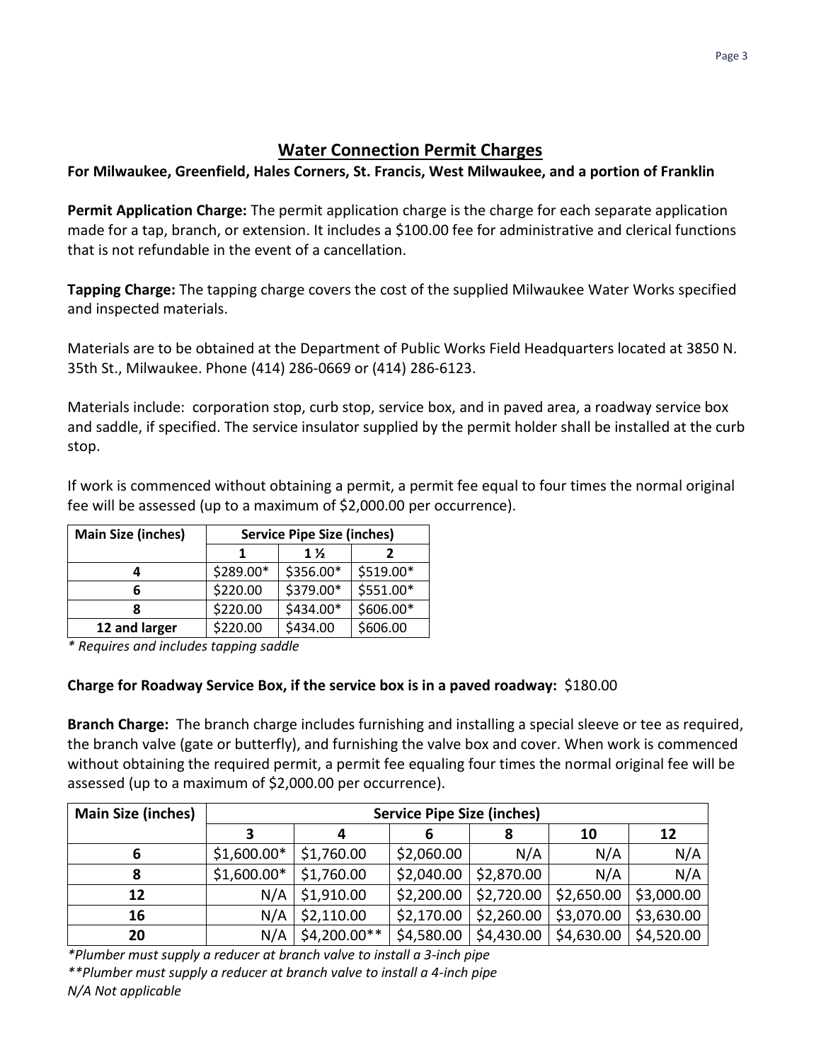## Water Connection Permit Charges

**For Milwaukee, Greenfield, Hales Corners, St. Francis, West Milwaukee, and a portion of Franklin**

**Permit Application Charge:** The permit application charge is the charge for each separate application made for a tap, branch, or extension. It includes a $100.00 fee for administrative and clerical functions that is not refundable in the event of a cancellation.

**Tapping Charge:** The tapping charge covers the cost of the supplied Milwaukee Water Works specified and inspected materials.

Materials are to be obtained at the Department of Public Works Field Headquarters located at 3850 N. 35th St., Milwaukee. Phone (414) 286-0669 or (414) 286-6123.

Materials include: corporation stop, curb stop, service box, and in paved area, a roadway service box and saddle, if specified. The service insulator supplied by the permit holder shall be installed at the curb stop.

If work is commenced without obtaining a permit, a permit fee equal to four times the normal original fee will be assessed (up to a maximum of $2,000.00 per occurrence).

| Main Size (inches) | Service Pipe Size (inches) | | |
|---|---|---|---|
| | 1 | 1 ½ | 2 |
| 4 | $289.00* | $356.00* | $519.00* |
| 6 | $220.00 | $379.00* | $551.00* |
| 8 | $220.00 | $434.00* | $606.00* |
| 12 and larger | $220.00 | $434.00 | $606.00 |

*\* Requires and includes tapping saddle*

**Charge for Roadway Service Box, if the service box is in a paved roadway:** $180.00

**Branch Charge:** The branch charge includes furnishing and installing a special sleeve or tee as required, the branch valve (gate or butterfly), and furnishing the valve box and cover. When work is commenced without obtaining the required permit, a permit fee equaling four times the normal original fee will be assessed (up to a maximum of $2,000.00 per occurrence).

| Main Size (inches) | Service Pipe Size (inches) | | | | | |
|---|---|---|---|---|---|---|
| | 3 | 4 | 6 | 8 | 10 | 12 |
| 6 | $1,600.00* | $1,760.00 | $2,060.00 | N/A | N/A | N/A |
| 8 | $1,600.00* | $1,760.00 | $2,040.00 | $2,870.00 | N/A | N/A |
| 12 | N/A | $1,910.00 | $2,200.00 | $2,720.00 | $2,650.00 | $3,000.00 |
| 16 | N/A | $2,110.00 | $2,170.00 | $2,260.00 | $3,070.00 | $3,630.00 |
| 20 | N/A | $4,200.00** | $4,580.00 | $4,430.00 | $4,630.00 | $4,520.00 |

*\*Plumber must supply a reducer at branch valve to install a 3-inch pipe*

*\*\*Plumber must supply a reducer at branch valve to install a 4-inch pipe*

*N/A Not applicable*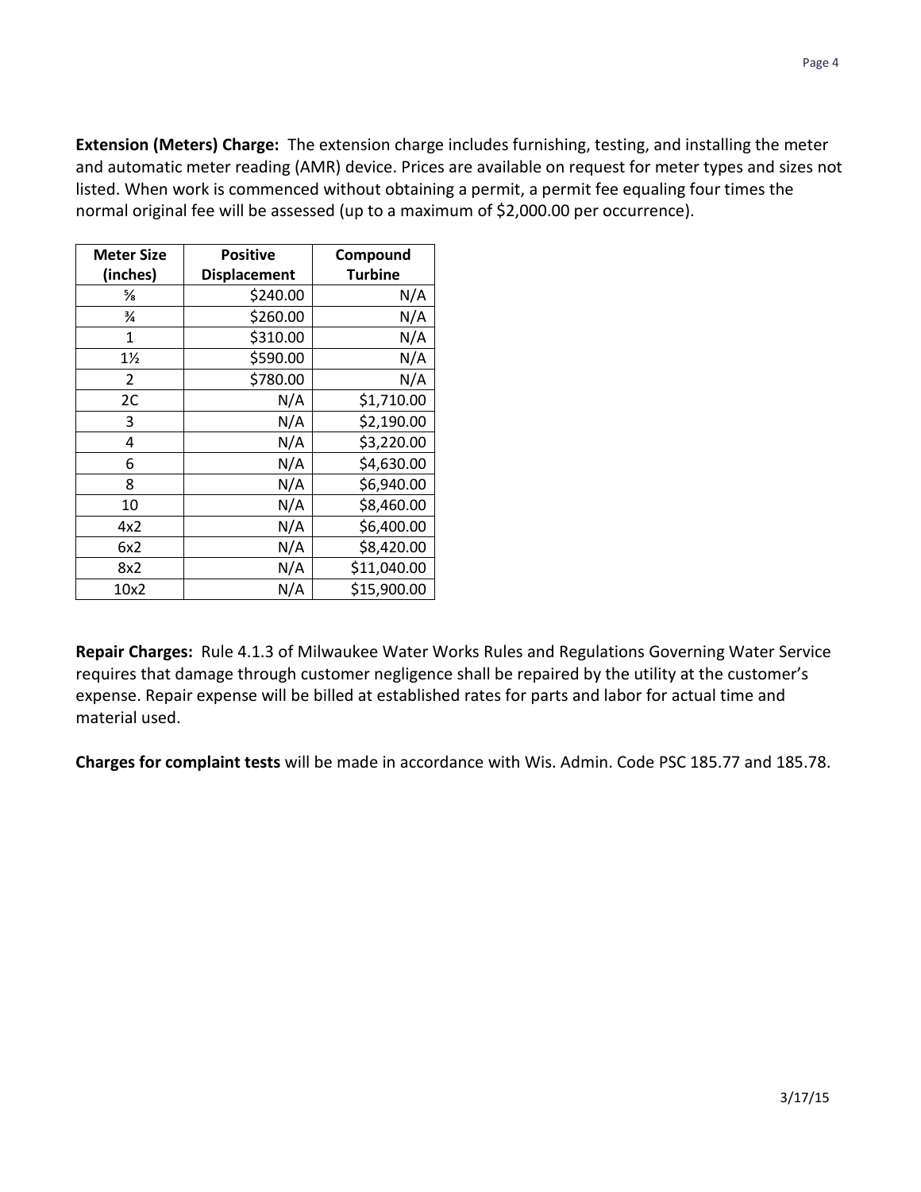**Extension (Meters) Charge:** The extension charge includes furnishing, testing, and installing the meter and automatic meter reading (AMR) device. Prices are available on request for meter types and sizes not listed. When work is commenced without obtaining a permit, a permit fee equaling four times the normal original fee will be assessed (up to a maximum of $2,000.00 per occurrence).

| Meter Size (inches) | Positive Displacement | Compound Turbine |
|---|---|---|
| ⅝ | $240.00 | N/A |
| ¾ | $260.00 | N/A |
| 1 | $310.00 | N/A |
| 1½ | $590.00 | N/A |
| 2 | $780.00 | N/A |
| 2C | N/A | $1,710.00 |
| 3 | N/A | $2,190.00 |
| 4 | N/A | $3,220.00 |
| 6 | N/A | $4,630.00 |
| 8 | N/A | $6,940.00 |
| 10 | N/A | $8,460.00 |
| 4x2 | N/A | $6,400.00 |
| 6x2 | N/A | $8,420.00 |
| 8x2 | N/A | $11,040.00 |
| 10x2 | N/A | $15,900.00 |

**Repair Charges:** Rule 4.1.3 of Milwaukee Water Works Rules and Regulations Governing Water Service requires that damage through customer negligence shall be repaired by the utility at the customer's expense. Repair expense will be billed at established rates for parts and labor for actual time and material used.

**Charges for complaint tests** will be made in accordance with Wis. Admin. Code PSC 185.77 and 185.78.

3/17/15